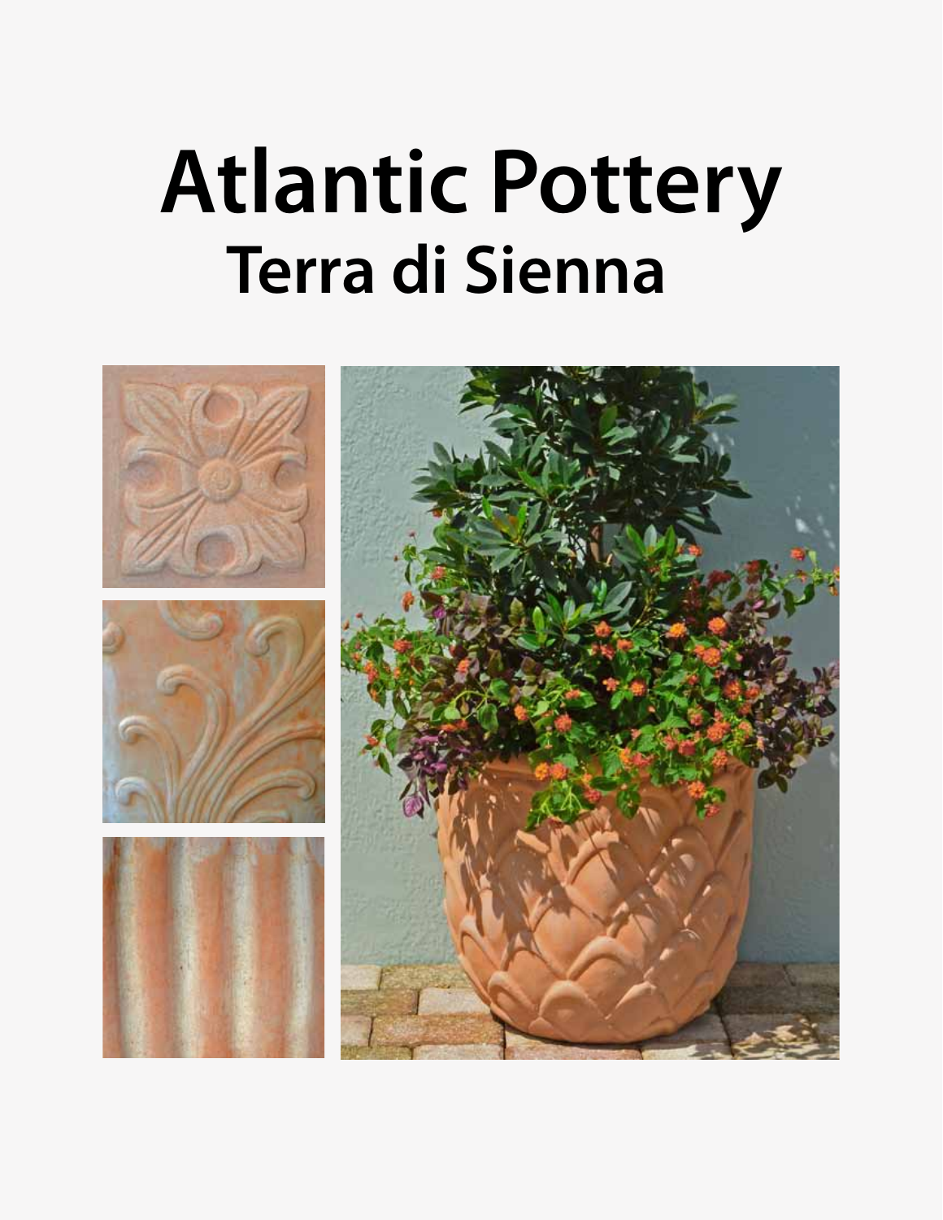# Atlantic Pottery

## Terra di Sienna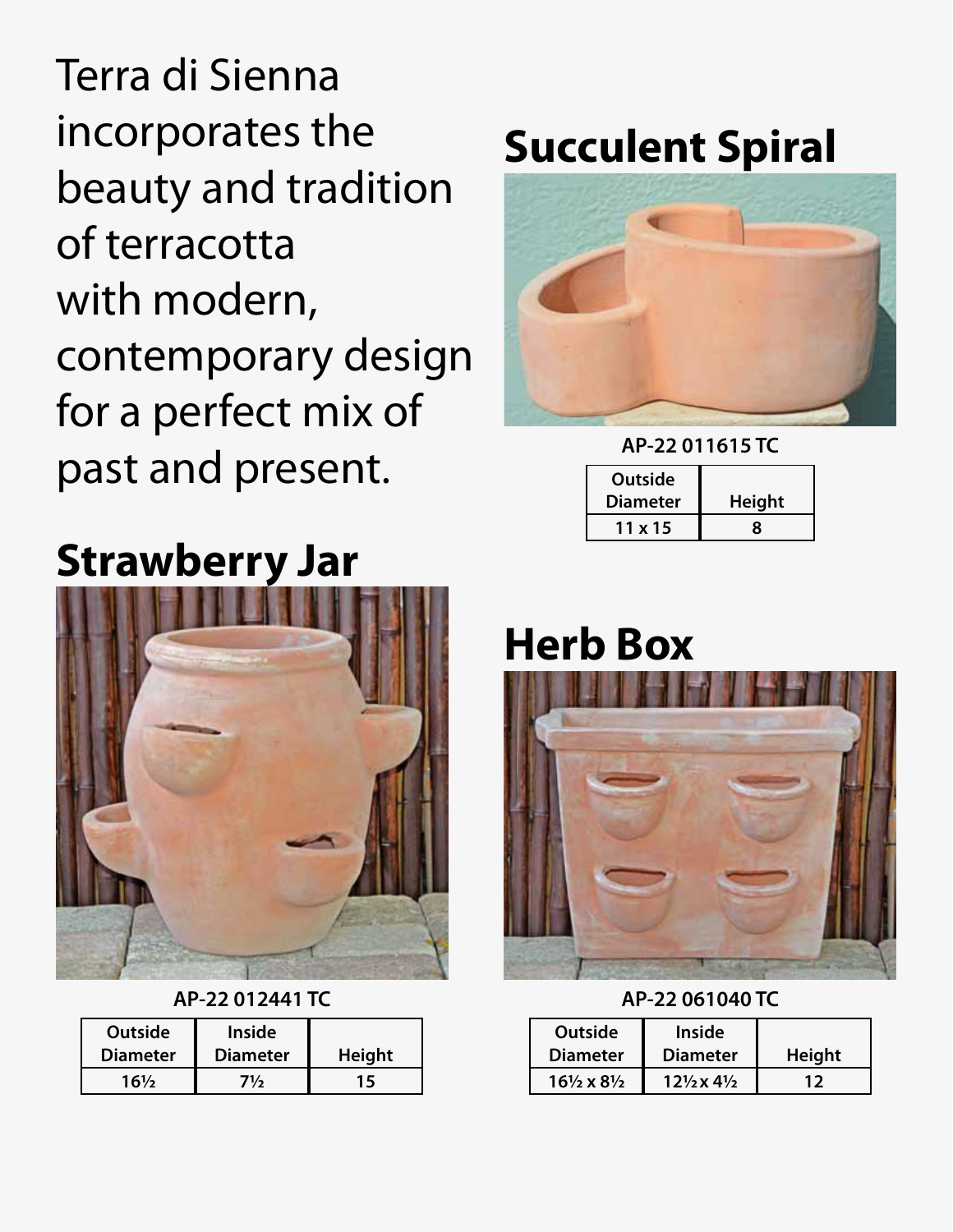Terra di Sienna incorporates the beauty and tradition of terracotta with modern, contemporary design for a perfect mix of past and present.

## Succulent Spiral

**AP-22 011615 TC**

| Outside Diameter | Height |
| --- | --- |
| 11 x 15 | 8 |

## Strawberry Jar

**AP-22 012441 TC**

| Outside Diameter | Inside Diameter | Height |
| --- | --- | --- |
| 16½ | 7½ | 15 |

## Herb Box

**AP-22 061040 TC**

| Outside Diameter | Inside Diameter | Height |
| --- | --- | --- |
| 16½ x 8½ | 12½ x 4½ | 12 |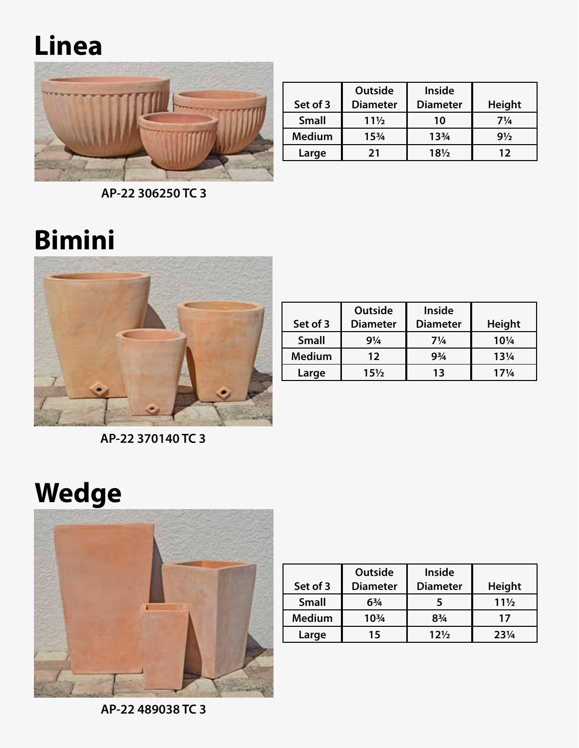# Linea

AP-22 306250 TC 3

| Set of 3 | Outside Diameter | Inside Diameter | Height |
|---|---|---|---|
| Small | 11½ | 10 | 7¼ |
| Medium | 15¾ | 13¾ | 9½ |
| Large | 21 | 18½ | 12 |

# Bimini

AP-22 370140 TC 3

| Set of 3 | Outside Diameter | Inside Diameter | Height |
|---|---|---|---|
| Small | 9¼ | 7¼ | 10¼ |
| Medium | 12 | 9¾ | 13¼ |
| Large | 15½ | 13 | 17¼ |

# Wedge

AP-22 489038 TC 3

| Set of 3 | Outside Diameter | Inside Diameter | Height |
|---|---|---|---|
| Small | 6¾ | 5 | 11½ |
| Medium | 10¾ | 8¾ | 17 |
| Large | 15 | 12½ | 23¼ |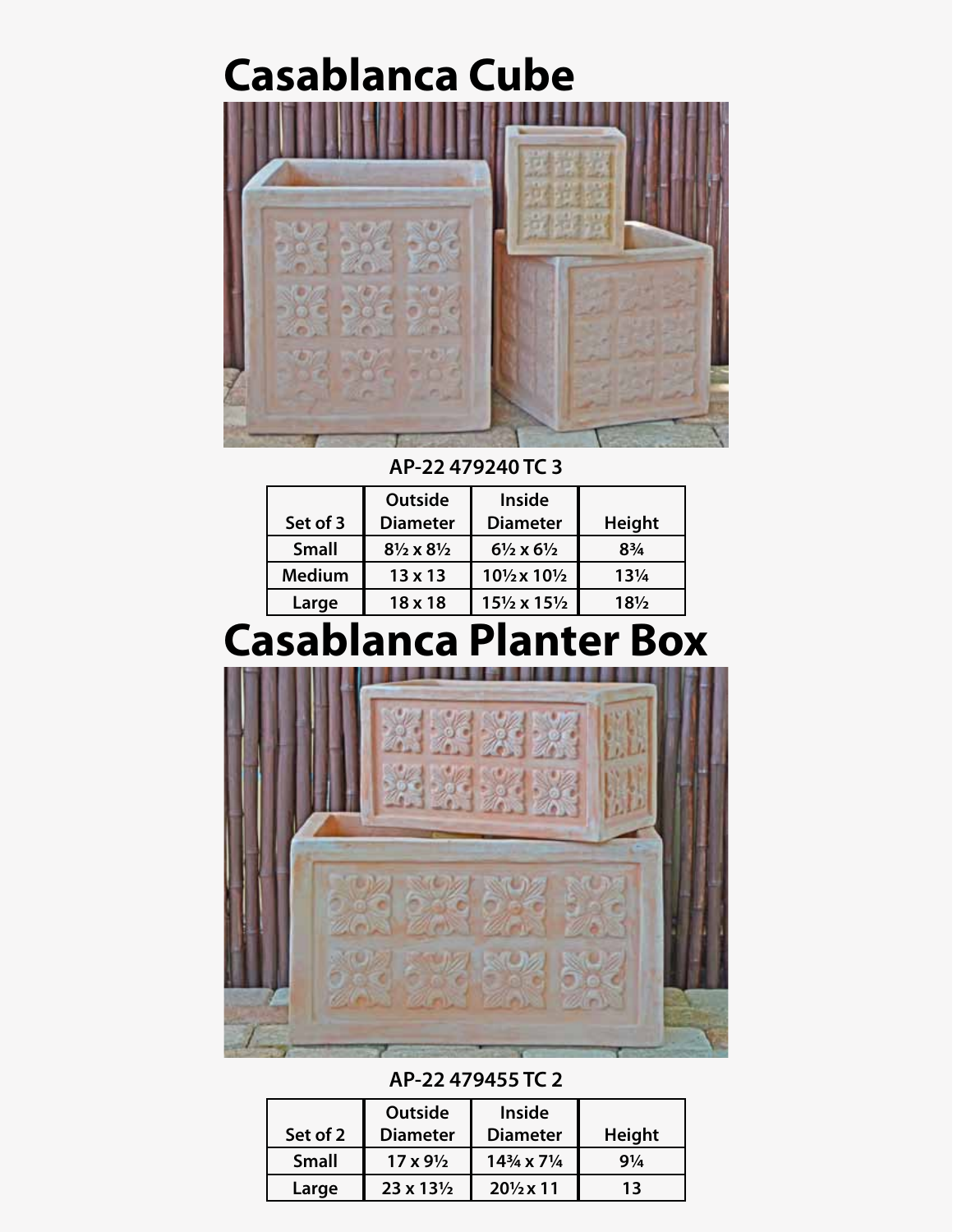# Casablanca Cube

**AP-22 479240 TC 3**

| Set of 3 | Outside Diameter | Inside Diameter | Height |
| --- | --- | --- | --- |
| Small | 8½ x 8½ | 6½ x 6½ | 8¾ |
| Medium | 13 x 13 | 10½ x 10½ | 13¼ |
| Large | 18 x 18 | 15½ x 15½ | 18½ |

# Casablanca Planter Box

**AP-22 479455 TC 2**

| Set of 2 | Outside Diameter | Inside Diameter | Height |
| --- | --- | --- | --- |
| Small | 17 x 9½ | 14¾ x 7¼ | 9¼ |
| Large | 23 x 13½ | 20½ x 11 | 13 |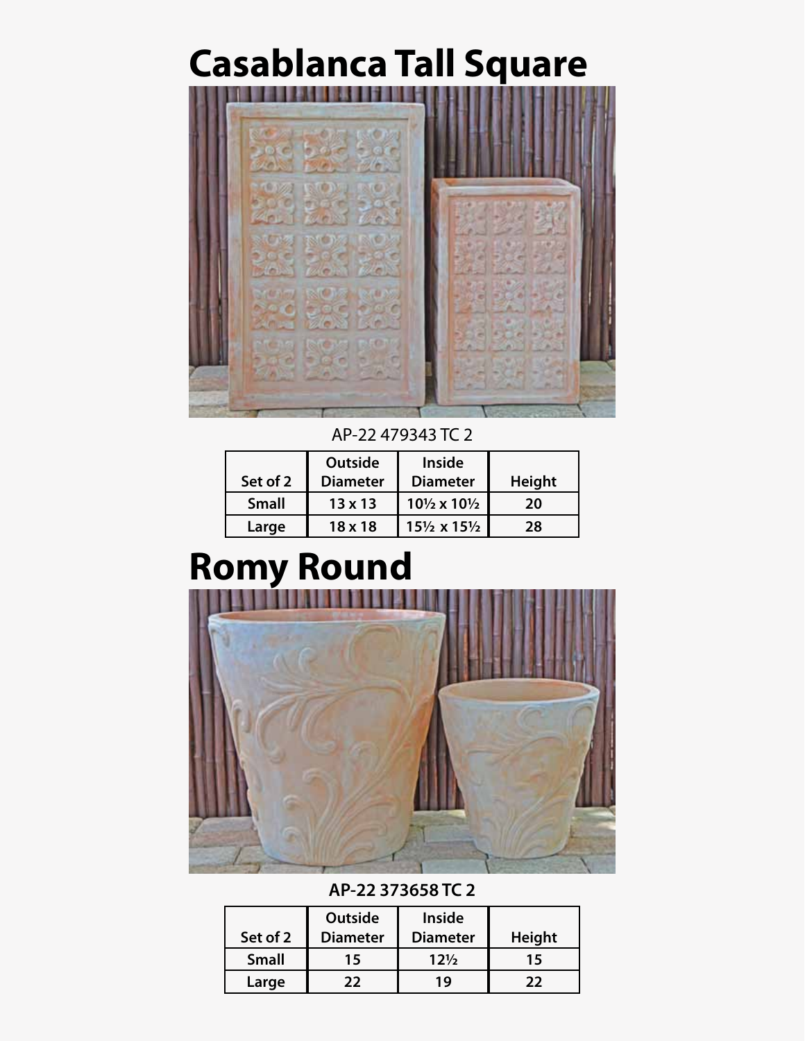# Casablanca Tall Square

AP-22 479343 TC 2

| Set of 2 | Outside Diameter | Inside Diameter | Height |
|---|---|---|---|
| **Small** | **13 x 13** | **10½ x 10½** | **20** |
| **Large** | **18 x 18** | **15½ x 15½** | **28** |

# Romy Round

**AP-22 373658 TC 2**

| Set of 2 | Outside Diameter | Inside Diameter | Height |
|---|---|---|---|
| **Small** | **15** | **12½** | **15** |
| **Large** | **22** | **19** | **22** |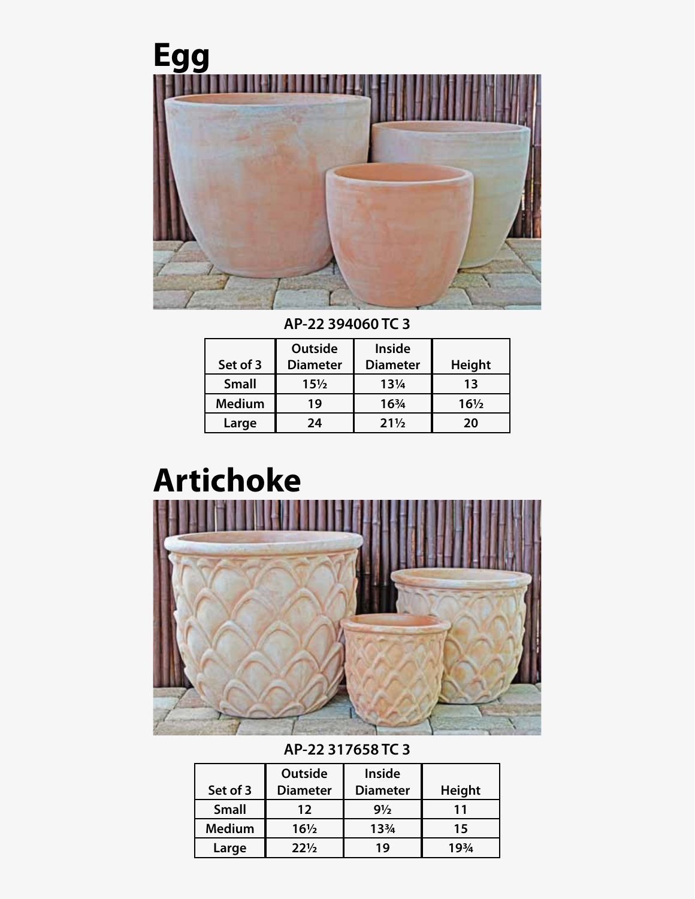# Egg

AP-22 394060 TC 3

| Set of 3 | Outside Diameter | Inside Diameter | Height |
|---|---|---|---|
| Small | 15½ | 13¼ | 13 |
| Medium | 19 | 16¾ | 16½ |
| Large | 24 | 21½ | 20 |

# Artichoke

AP-22 317658 TC 3

| Set of 3 | Outside Diameter | Inside Diameter | Height |
|---|---|---|---|
| Small | 12 | 9½ | 11 |
| Medium | 16½ | 13¾ | 15 |
| Large | 22½ | 19 | 19¾ |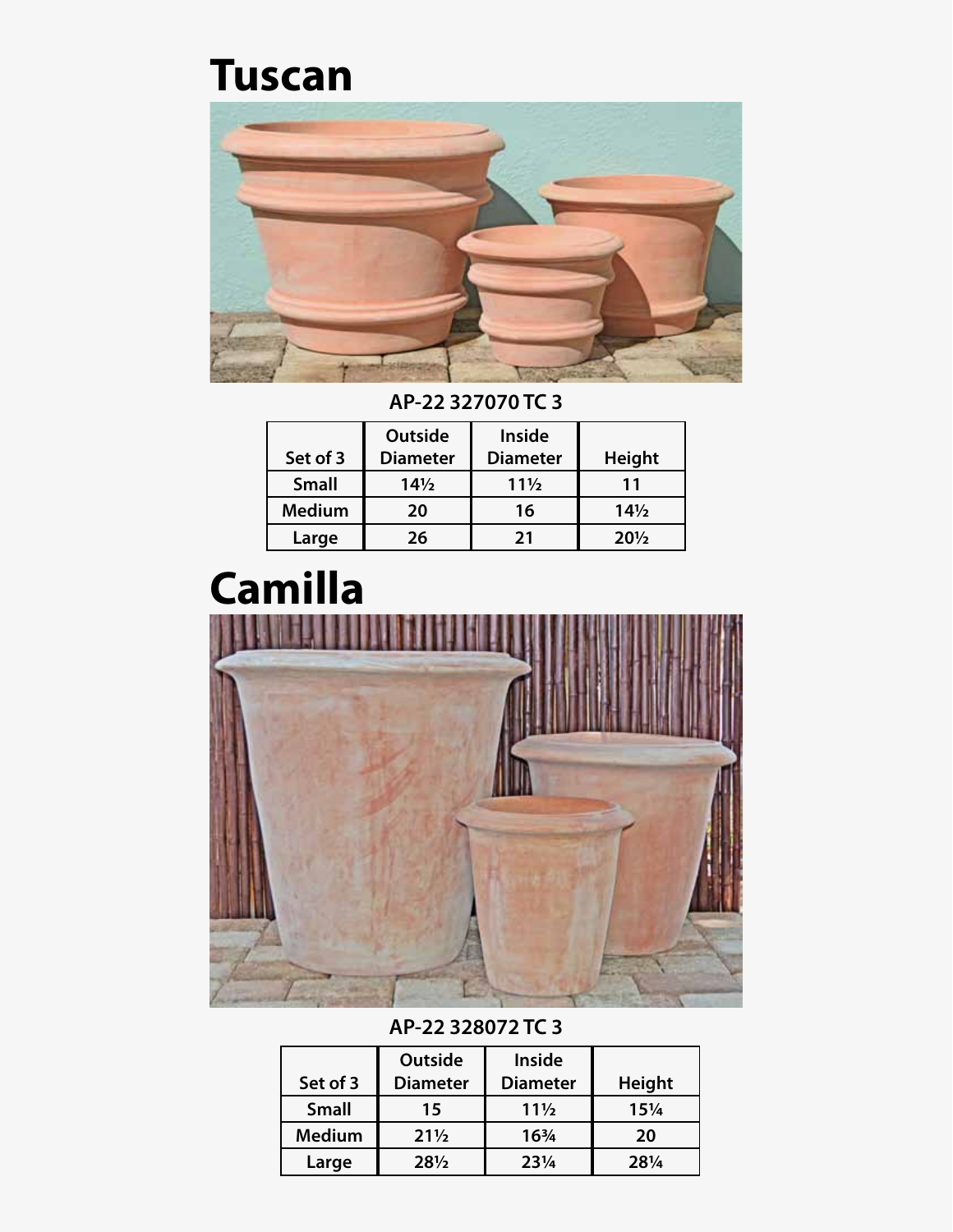# Tuscan

AP-22 327070 TC 3

| Set of 3 | Outside Diameter | Inside Diameter | Height |
|---|---|---|---|
| Small | 14½ | 11½ | 11 |
| Medium | 20 | 16 | 14½ |
| Large | 26 | 21 | 20½ |

# Camilla

AP-22 328072 TC 3

| Set of 3 | Outside Diameter | Inside Diameter | Height |
|---|---|---|---|
| Small | 15 | 11½ | 15¼ |
| Medium | 21½ | 16¾ | 20 |
| Large | 28½ | 23¼ | 28¼ |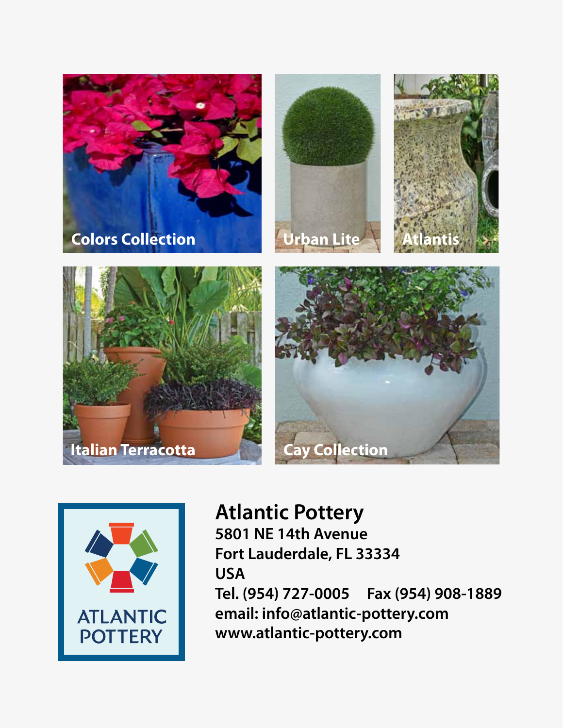Colors Collection

Urban Lite

Atlantis

Italian Terracotta

Cay Collection

ATLANTIC POTTERY

## Atlantic Pottery

**5801 NE 14th Avenue**
**Fort Lauderdale, FL 33334**
**USA**
**Tel. (954) 727-0005 Fax (954) 908-1889**
**email: info@atlantic-pottery.com**
**www.atlantic-pottery.com**